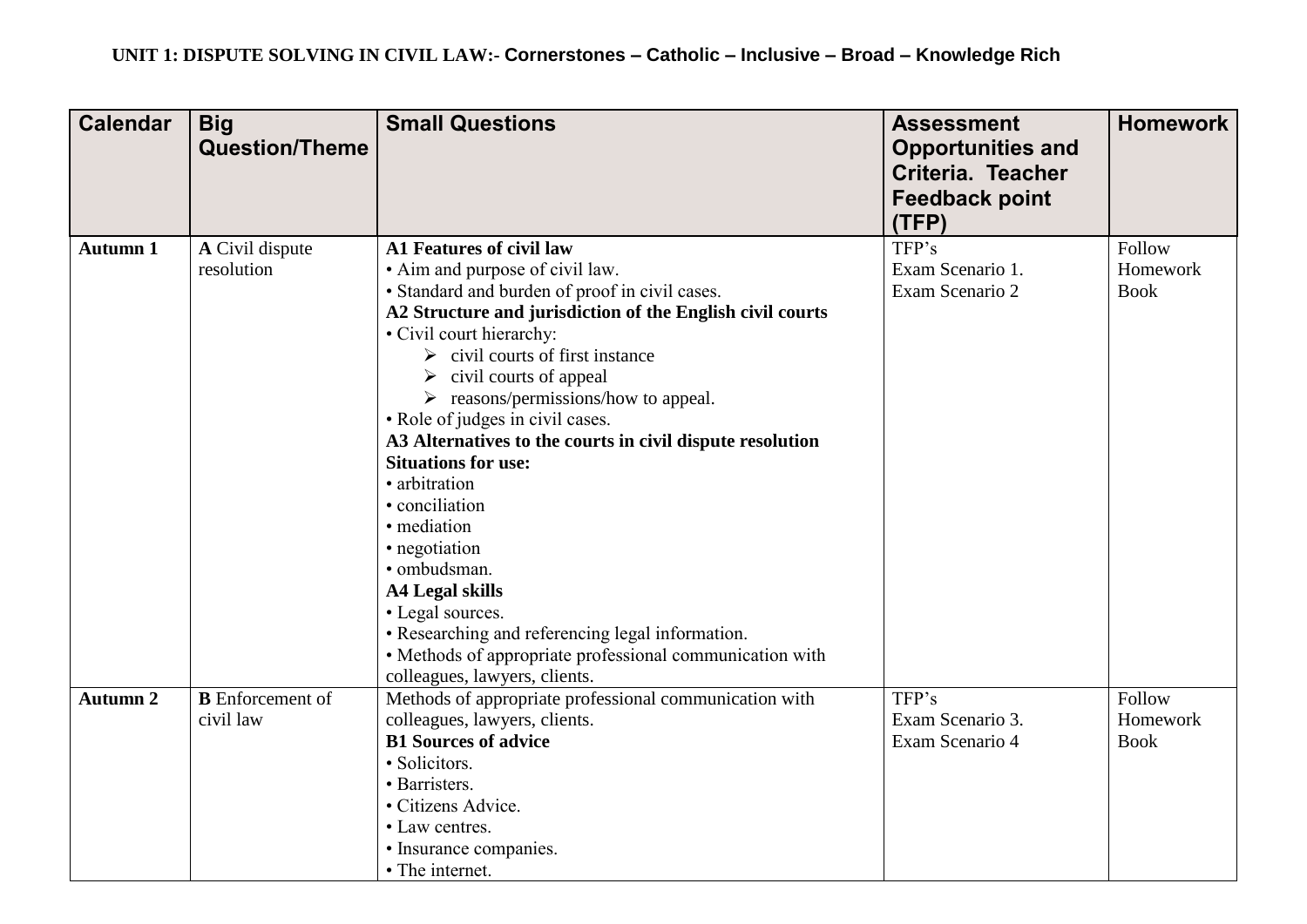**UNIT 1: DISPUTE SOLVING IN CIVIL LAW:- Cornerstones – Catholic – Inclusive – Broad – Knowledge Rich**

| Calendar | Big Question/Theme | Small Questions | Assessment Opportunities and Criteria. Teacher Feedback point (TFP) | Homework |
|---|---|---|---|---|
| **Autumn 1** | **A** Civil dispute resolution | **A1 Features of civil law**<br>• Aim and purpose of civil law.<br>• Standard and burden of proof in civil cases.<br>**A2 Structure and jurisdiction of the English civil courts**<br>• Civil court hierarchy:<br>➢ civil courts of first instance<br>➢ civil courts of appeal<br>➢ reasons/permissions/how to appeal.<br>• Role of judges in civil cases.<br>**A3 Alternatives to the courts in civil dispute resolution**<br>**Situations for use:**<br>• arbitration<br>• conciliation<br>• mediation<br>• negotiation<br>• ombudsman.<br>**A4 Legal skills**<br>• Legal sources.<br>• Researching and referencing legal information.<br>• Methods of appropriate professional communication with colleagues, lawyers, clients. | TFP's<br>Exam Scenario 1.<br>Exam Scenario 2 | Follow Homework Book |
| **Autumn 2** | **B** Enforcement of civil law | Methods of appropriate professional communication with colleagues, lawyers, clients.<br>**B1 Sources of advice**<br>• Solicitors.<br>• Barristers.<br>• Citizens Advice.<br>• Law centres.<br>• Insurance companies.<br>• The internet. | TFP's<br>Exam Scenario 3.<br>Exam Scenario 4 | Follow Homework Book |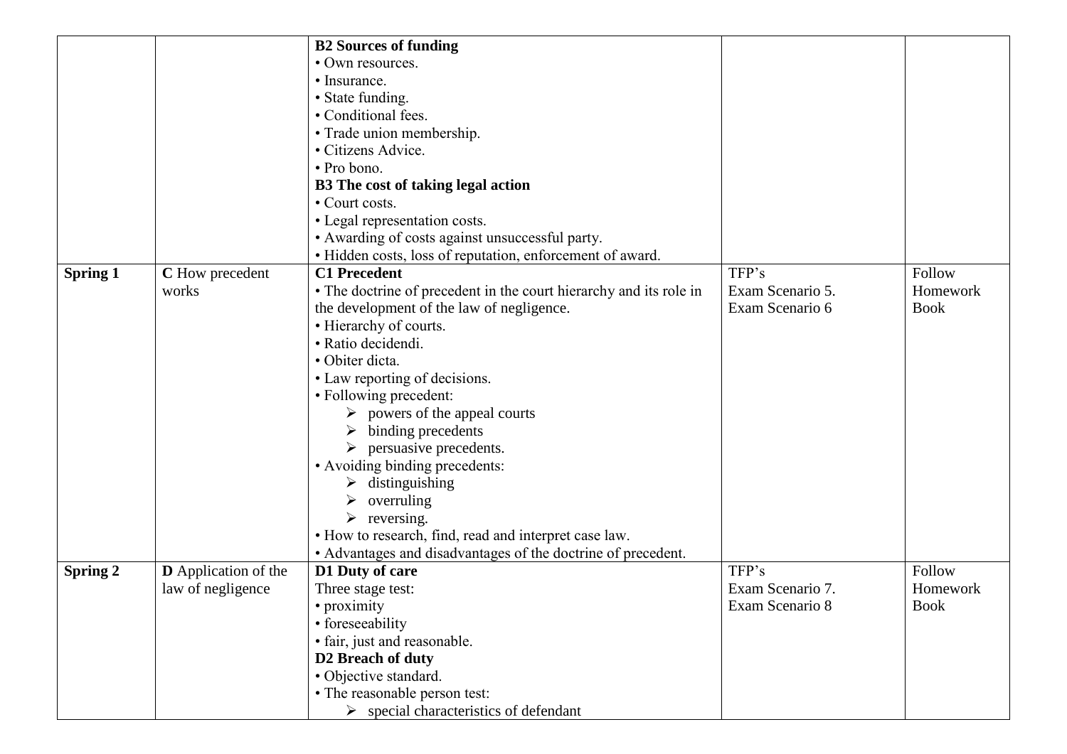| | | | | |
|---|---|---|---|---|
| | | **B2 Sources of funding**<br>• Own resources.<br>• Insurance.<br>• State funding.<br>• Conditional fees.<br>• Trade union membership.<br>• Citizens Advice.<br>• Pro bono.<br>**B3 The cost of taking legal action**<br>• Court costs.<br>• Legal representation costs.<br>• Awarding of costs against unsuccessful party.<br>• Hidden costs, loss of reputation, enforcement of award. | | |
| **Spring 1** | **C** How precedent works | **C1 Precedent**<br>• The doctrine of precedent in the court hierarchy and its role in the development of the law of negligence.<br>• Hierarchy of courts.<br>• Ratio decidendi.<br>• Obiter dicta.<br>• Law reporting of decisions.<br>• Following precedent:<br>➢ powers of the appeal courts<br>➢ binding precedents<br>➢ persuasive precedents.<br>• Avoiding binding precedents:<br>➢ distinguishing<br>➢ overruling<br>➢ reversing.<br>• How to research, find, read and interpret case law.<br>• Advantages and disadvantages of the doctrine of precedent. | TFP's<br>Exam Scenario 5.<br>Exam Scenario 6 | Follow Homework Book |
| **Spring 2** | **D** Application of the law of negligence | **D1 Duty of care**<br>Three stage test:<br>• proximity<br>• foreseeability<br>• fair, just and reasonable.<br>**D2 Breach of duty**<br>• Objective standard.<br>• The reasonable person test:<br>➢ special characteristics of defendant | TFP's<br>Exam Scenario 7.<br>Exam Scenario 8 | Follow Homework Book |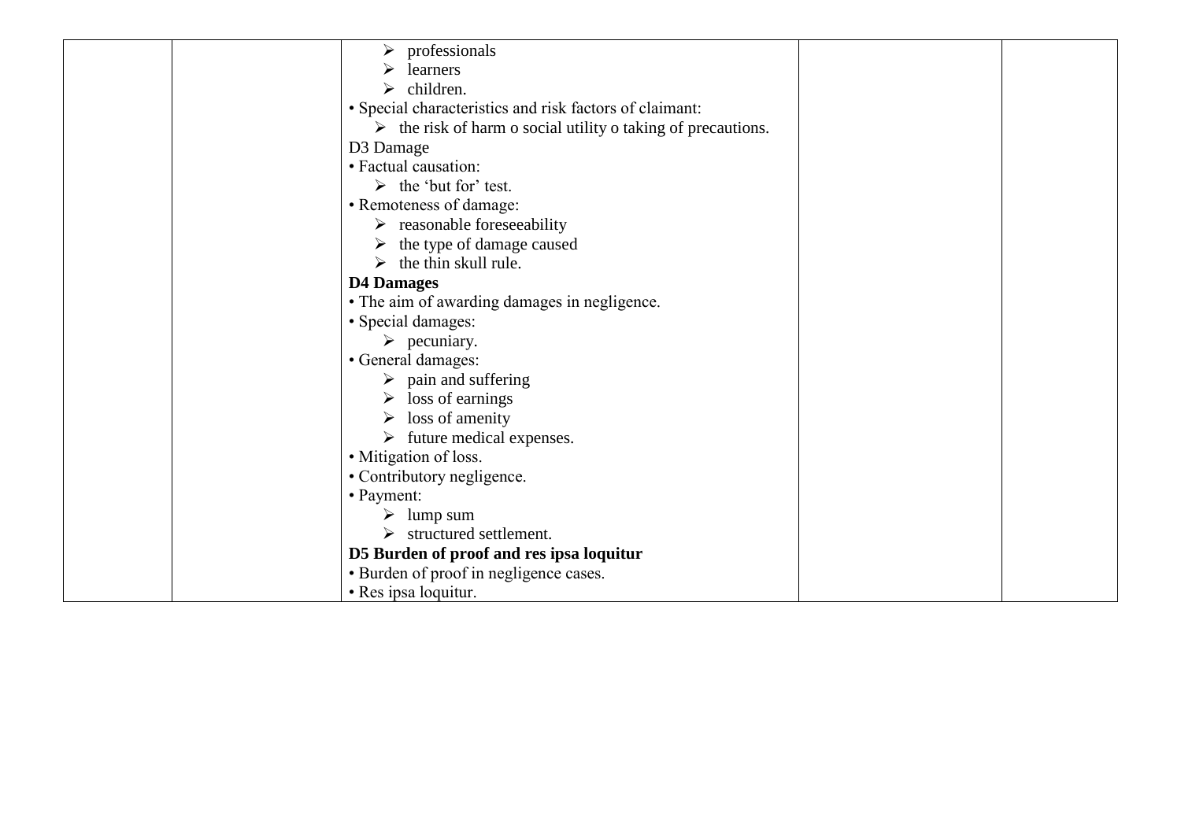| | | | | |
|---|---|---|---|---|
| | | ➢ professionals<br>➢ learners<br>➢ children.<br>• Special characteristics and risk factors of claimant:<br>➢ the risk of harm o social utility o taking of precautions.<br>D3 Damage<br>• Factual causation:<br>➢ the 'but for' test.<br>• Remoteness of damage:<br>➢ reasonable foreseeability<br>➢ the type of damage caused<br>➢ the thin skull rule.<br>**D4 Damages**<br>• The aim of awarding damages in negligence.<br>• Special damages:<br>➢ pecuniary.<br>• General damages:<br>➢ pain and suffering<br>➢ loss of earnings<br>➢ loss of amenity<br>➢ future medical expenses.<br>• Mitigation of loss.<br>• Contributory negligence.<br>• Payment:<br>➢ lump sum<br>➢ structured settlement.<br>**D5 Burden of proof and res ipsa loquitur**<br>• Burden of proof in negligence cases.<br>• Res ipsa loquitur. | | |